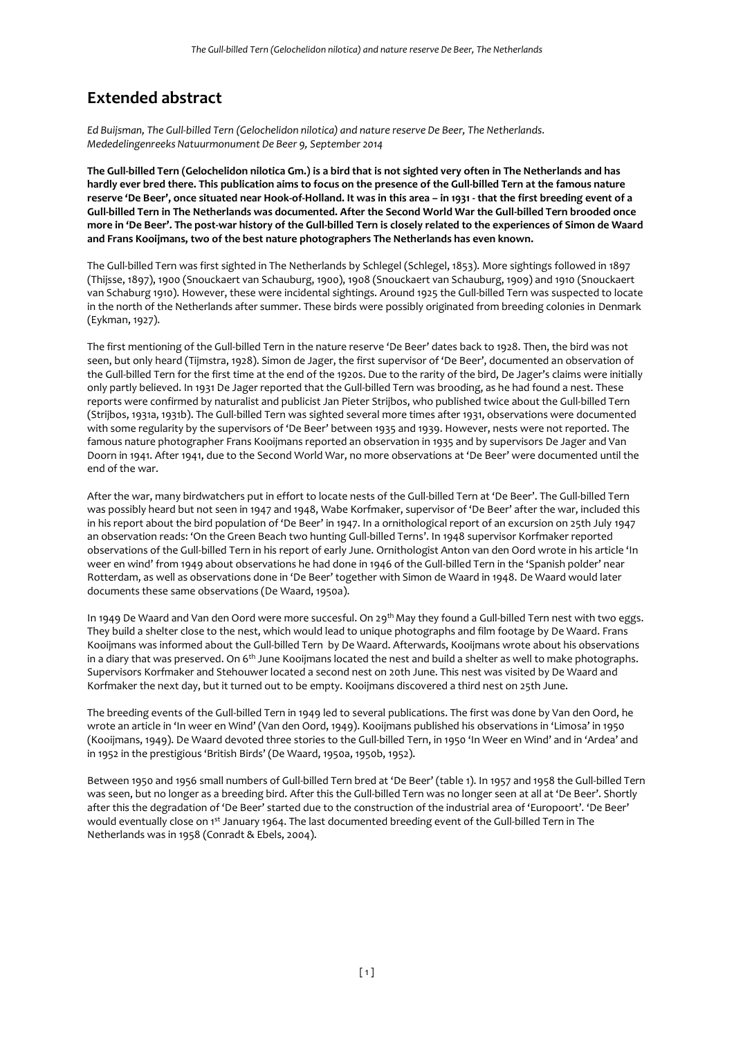## Extended abstract

*Ed Buijsman, The Gull-billed Tern (Gelochelidon nilotica) and nature reserve De Beer, The Netherlands. Mededelingenreeks Natuurmonument De Beer 9, September 2014*

**The Gull-billed Tern (Gelochelidon nilotica Gm.) is a bird that is not sighted very often in The Netherlands and has hardly ever bred there. This publication aims to focus on the presence of the Gull-billed Tern at the famous nature reserve 'De Beer', once situated near Hook-of-Holland. It was in this area – in 1931 - that the first breeding event of a Gull-billed Tern in The Netherlands was documented. After the Second World War the Gull-billed Tern brooded once more in 'De Beer'. The post-war history of the Gull-billed Tern is closely related to the experiences of Simon de Waard and Frans Kooijmans, two of the best nature photographers The Netherlands has even known.**

The Gull-billed Tern was first sighted in The Netherlands by Schlegel (Schlegel, 1853). More sightings followed in 1897 (Thijsse, 1897), 1900 (Snouckaert van Schauburg, 1900), 1908 (Snouckaert van Schauburg, 1909) and 1910 (Snouckaert van Schaburg 1910). However, these were incidental sightings. Around 1925 the Gull-billed Tern was suspected to locate in the north of the Netherlands after summer. These birds were possibly originated from breeding colonies in Denmark (Eykman, 1927).

The first mentioning of the Gull-billed Tern in the nature reserve 'De Beer' dates back to 1928. Then, the bird was not seen, but only heard (Tijmstra, 1928). Simon de Jager, the first supervisor of 'De Beer', documented an observation of the Gull-billed Tern for the first time at the end of the 1920s. Due to the rarity of the bird, De Jager's claims were initially only partly believed. In 1931 De Jager reported that the Gull-billed Tern was brooding, as he had found a nest. These reports were confirmed by naturalist and publicist Jan Pieter Strijbos, who published twice about the Gull-billed Tern (Strijbos, 1931a, 1931b). The Gull-billed Tern was sighted several more times after 1931, observations were documented with some regularity by the supervisors of 'De Beer' between 1935 and 1939. However, nests were not reported. The famous nature photographer Frans Kooijmans reported an observation in 1935 and by supervisors De Jager and Van Doorn in 1941. After 1941, due to the Second World War, no more observations at 'De Beer' were documented until the end of the war.

After the war, many birdwatchers put in effort to locate nests of the Gull-billed Tern at 'De Beer'. The Gull-billed Tern was possibly heard but not seen in 1947 and 1948, Wabe Korfmaker, supervisor of 'De Beer' after the war, included this in his report about the bird population of 'De Beer' in 1947. In a ornithological report of an excursion on 25th July 1947 an observation reads: 'On the Green Beach two hunting Gull-billed Terns'. In 1948 supervisor Korfmaker reported observations of the Gull-billed Tern in his report of early June. Ornithologist Anton van den Oord wrote in his article 'In weer en wind' from 1949 about observations he had done in 1946 of the Gull-billed Tern in the 'Spanish polder' near Rotterdam, as well as observations done in 'De Beer' together with Simon de Waard in 1948. De Waard would later documents these same observations (De Waard, 1950a).

In 1949 De Waard and Van den Oord were more succesful. On 29th May they found a Gull-billed Tern nest with two eggs. They build a shelter close to the nest, which would lead to unique photographs and film footage by De Waard. Frans Kooijmans was informed about the Gull-billed Tern by De Waard. Afterwards, Kooijmans wrote about his observations in a diary that was preserved. On 6th June Kooijmans located the nest and build a shelter as well to make photographs. Supervisors Korfmaker and Stehouwer located a second nest on 20th June. This nest was visited by De Waard and Korfmaker the next day, but it turned out to be empty. Kooijmans discovered a third nest on 25th June.

The breeding events of the Gull-billed Tern in 1949 led to several publications. The first was done by Van den Oord, he wrote an article in 'In weer en Wind' (Van den Oord, 1949). Kooijmans published his observations in 'Limosa' in 1950 (Kooijmans, 1949). De Waard devoted three stories to the Gull-billed Tern, in 1950 'In Weer en Wind' and in 'Ardea' and in 1952 in the prestigious 'British Birds' (De Waard, 1950a, 1950b, 1952).

Between 1950 and 1956 small numbers of Gull-billed Tern bred at 'De Beer' (table 1). In 1957 and 1958 the Gull-billed Tern was seen, but no longer as a breeding bird. After this the Gull-billed Tern was no longer seen at all at 'De Beer'. Shortly after this the degradation of 'De Beer' started due to the construction of the industrial area of 'Europoort'. 'De Beer' would eventually close on 1st January 1964. The last documented breeding event of the Gull-billed Tern in The Netherlands was in 1958 (Conradt & Ebels, 2004).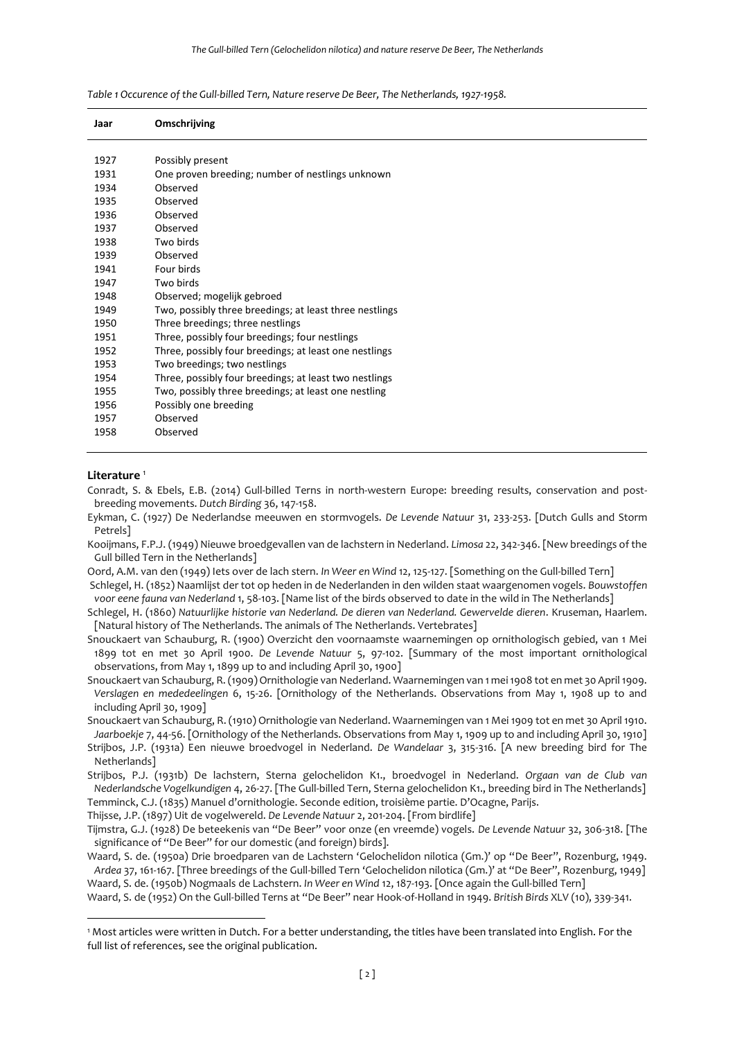*Table 1 Occurence of the Gull-billed Tern, Nature reserve De Beer, The Netherlands, 1927-1958.*

| Jaar | Omschrijving |
|---|---|
| 1927 | Possibly present |
| 1931 | One proven breeding; number of nestlings unknown |
| 1934 | Observed |
| 1935 | Observed |
| 1936 | Observed |
| 1937 | Observed |
| 1938 | Two birds |
| 1939 | Observed |
| 1941 | Four birds |
| 1947 | Two birds |
| 1948 | Observed; mogelijk gebroed |
| 1949 | Two, possibly three breedings; at least three nestlings |
| 1950 | Three breedings; three nestlings |
| 1951 | Three, possibly four breedings; four nestlings |
| 1952 | Three, possibly four breedings; at least one nestling |
| 1953 | Two breedings; two nestlings |
| 1954 | Three, possibly four breedings; at least two nestlings |
| 1955 | Two, possibly three breedings; at least one nestling |
| 1956 | Possibly one breeding |
| 1957 | Observed |
| 1958 | Observed |

## Literature [1]

Conradt, S. & Ebels, E.B. (2014) Gull-billed Terns in north-western Europe: breeding results, conservation and post-breeding movements. *Dutch Birding* 36, 147-158.

Eykman, C. (1927) De Nederlandse meeuwen en stormvogels. *De Levende Natuur* 31, 233-253. [Dutch Gulls and Storm Petrels]

Kooijmans, F.P.J. (1949) Nieuwe broedgevallen van de lachstern in Nederland. *Limosa* 22, 342-346. [New breedings of the Gull billed Tern in the Netherlands]

Oord, A.M. van den (1949) Iets over de lach stern. *In Weer en Wind* 12, 125-127. [Something on the Gull-billed Tern]

Schlegel, H. (1852) Naamlijst der tot op heden in de Nederlanden in den wilden staat waargenomen vogels. *Bouwstoffen voor eene fauna van Nederland* 1, 58-103. [Name list of the birds observed to date in the wild in The Netherlands]

Schlegel, H. (1860) *Natuurlijke historie van Nederland. De dieren van Nederland. Gewervelde dieren*. Kruseman, Haarlem. [Natural history of The Netherlands. The animals of The Netherlands. Vertebrates]

Snouckaert van Schauburg, R. (1900) Overzicht den voornaamste waarnemingen op ornithologisch gebied, van 1 Mei 1899 tot en met 30 April 1900. *De Levende Natuur* 5, 97-102. [Summary of the most important ornithological observations, from May 1, 1899 up to and including April 30, 1900]

Snouckaert van Schauburg, R. (1909) Ornithologie van Nederland. Waarnemingen van 1 mei 1908 tot en met 30 April 1909. *Verslagen en mededeelingen* 6, 15-26. [Ornithology of the Netherlands. Observations from May 1, 1908 up to and including April 30, 1909]

Snouckaert van Schauburg, R. (1910) Ornithologie van Nederland. Waarnemingen van 1 Mei 1909 tot en met 30 April 1910. *Jaarboekje* 7, 44-56. [Ornithology of the Netherlands. Observations from May 1, 1909 up to and including April 30, 1910]

Strijbos, J.P. (1931a) Een nieuwe broedvogel in Nederland. *De Wandelaar* 3, 315-316. [A new breeding bird for The Netherlands]

Strijbos, P.J. (1931b) De lachstern, Sterna gelochelidon K1., broedvogel in Nederland. *Orgaan van de Club van Nederlandsche Vogelkundigen* 4, 26-27. [The Gull-billed Tern, Sterna gelochelidon K1., breeding bird in The Netherlands]

Temminck, C.J. (1835) Manuel d'ornithologie. Seconde edition, troisième partie. D'Ocagne, Parijs.

Thijsse, J.P. (1897) Uit de vogelwereld. *De Levende Natuur* 2, 201-204. [From birdlife]

Tijmstra, G.J. (1928) De beteekenis van "De Beer" voor onze (en vreemde) vogels. *De Levende Natuur* 32, 306-318. [The significance of "De Beer" for our domestic (and foreign) birds].

Waard, S. de. (1950a) Drie broedparen van de Lachstern 'Gelochelidon nilotica (Gm.)' op "De Beer", Rozenburg, 1949. *Ardea* 37, 161-167. [Three breedings of the Gull-billed Tern 'Gelochelidon nilotica (Gm.)' at "De Beer", Rozenburg, 1949]

Waard, S. de. (1950b) Nogmaals de Lachstern. *In Weer en Wind* 12, 187-193. [Once again the Gull-billed Tern]

Waard, S. de (1952) On the Gull-billed Terns at "De Beer" near Hook-of-Holland in 1949. *British Birds* XLV (10), 339-341.

[1] Most articles were written in Dutch. For a better understanding, the titles have been translated into English. For the full list of references, see the original publication.